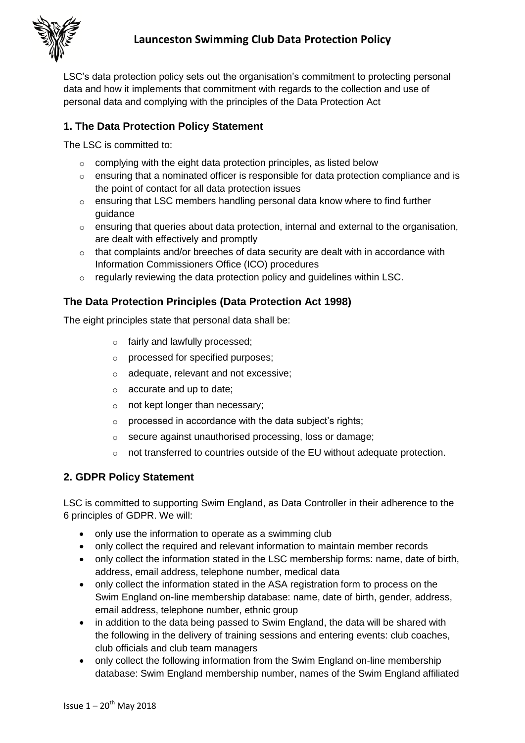# Launceston Swimming Club Data Protection Policy

LSC's data protection policy sets out the organisation's commitment to protecting personal data and how it implements that commitment with regards to the collection and use of personal data and complying with the principles of the Data Protection Act

## 1. The Data Protection Policy Statement

The LSC is committed to:

- complying with the eight data protection principles, as listed below
- ensuring that a nominated officer is responsible for data protection compliance and is the point of contact for all data protection issues
- ensuring that LSC members handling personal data know where to find further guidance
- ensuring that queries about data protection, internal and external to the organisation, are dealt with effectively and promptly
- that complaints and/or breeches of data security are dealt with in accordance with Information Commissioners Office (ICO) procedures
- regularly reviewing the data protection policy and guidelines within LSC.

## The Data Protection Principles (Data Protection Act 1998)

The eight principles state that personal data shall be:

- fairly and lawfully processed;
- processed for specified purposes;
- adequate, relevant and not excessive;
- accurate and up to date;
- not kept longer than necessary;
- processed in accordance with the data subject's rights;
- secure against unauthorised processing, loss or damage;
- not transferred to countries outside of the EU without adequate protection.

## 2. GDPR Policy Statement

LSC is committed to supporting Swim England, as Data Controller in their adherence to the 6 principles of GDPR. We will:

- only use the information to operate as a swimming club
- only collect the required and relevant information to maintain member records
- only collect the information stated in the LSC membership forms: name, date of birth, address, email address, telephone number, medical data
- only collect the information stated in the ASA registration form to process on the Swim England on-line membership database: name, date of birth, gender, address, email address, telephone number, ethnic group
- in addition to the data being passed to Swim England, the data will be shared with the following in the delivery of training sessions and entering events: club coaches, club officials and club team managers
- only collect the following information from the Swim England on-line membership database: Swim England membership number, names of the Swim England affiliated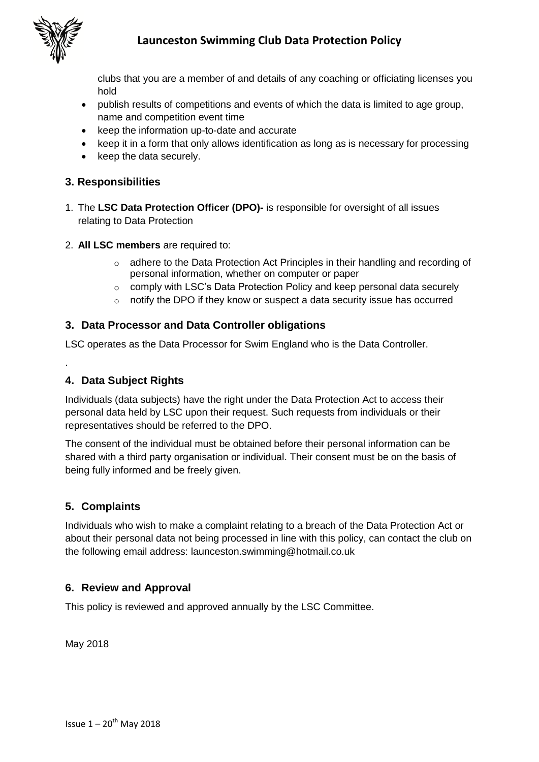clubs that you are a member of and details of any coaching or officiating licenses you hold

- publish results of competitions and events of which the data is limited to age group, name and competition event time
- keep the information up-to-date and accurate
- keep it in a form that only allows identification as long as is necessary for processing
- keep the data securely.

### 3. Responsibilities

1. The **LSC Data Protection Officer (DPO)-** is responsible for oversight of all issues relating to Data Protection

2. **All LSC members** are required to:

   - adhere to the Data Protection Act Principles in their handling and recording of personal information, whether on computer or paper
   - comply with LSC's Data Protection Policy and keep personal data securely
   - notify the DPO if they know or suspect a data security issue has occurred

### 3. Data Processor and Data Controller obligations

LSC operates as the Data Processor for Swim England who is the Data Controller.

.

### 4. Data Subject Rights

Individuals (data subjects) have the right under the Data Protection Act to access their personal data held by LSC upon their request. Such requests from individuals or their representatives should be referred to the DPO.

The consent of the individual must be obtained before their personal information can be shared with a third party organisation or individual. Their consent must be on the basis of being fully informed and be freely given.

### 5. Complaints

Individuals who wish to make a complaint relating to a breach of the Data Protection Act or about their personal data not being processed in line with this policy, can contact the club on the following email address: launceston.swimming@hotmail.co.uk

### 6. Review and Approval

This policy is reviewed and approved annually by the LSC Committee.

May 2018

Issue 1 – 20th May 2018